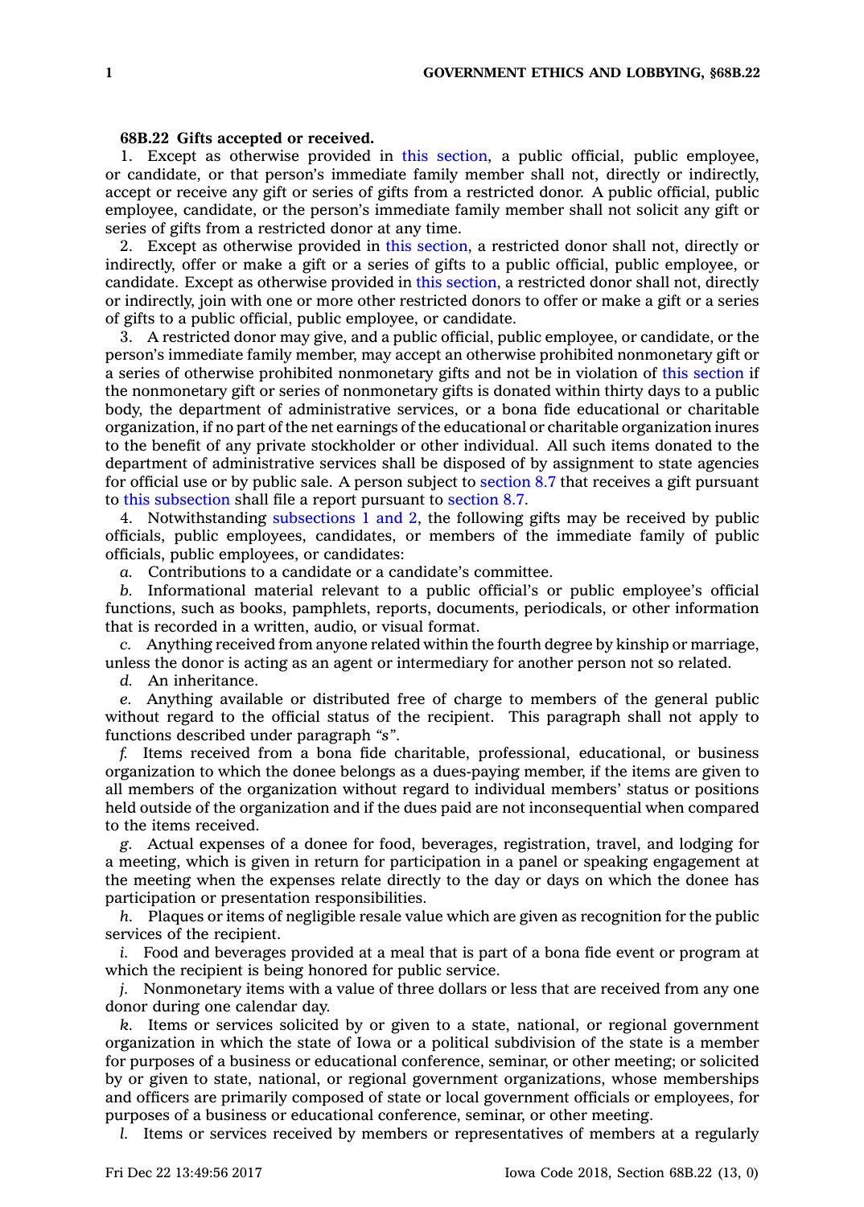**68B.22 Gifts accepted or received.**

1. Except as otherwise provided in this section, a public official, public employee, or candidate, or that person's immediate family member shall not, directly or indirectly, accept or receive any gift or series of gifts from a restricted donor. A public official, public employee, candidate, or the person's immediate family member shall not solicit any gift or series of gifts from a restricted donor at any time.

2. Except as otherwise provided in this section, a restricted donor shall not, directly or indirectly, offer or make a gift or a series of gifts to a public official, public employee, or candidate. Except as otherwise provided in this section, a restricted donor shall not, directly or indirectly, join with one or more other restricted donors to offer or make a gift or a series of gifts to a public official, public employee, or candidate.

3. A restricted donor may give, and a public official, public employee, or candidate, or the person's immediate family member, may accept an otherwise prohibited nonmonetary gift or a series of otherwise prohibited nonmonetary gifts and not be in violation of this section if the nonmonetary gift or series of nonmonetary gifts is donated within thirty days to a public body, the department of administrative services, or a bona fide educational or charitable organization, if no part of the net earnings of the educational or charitable organization inures to the benefit of any private stockholder or other individual. All such items donated to the department of administrative services shall be disposed of by assignment to state agencies for official use or by public sale. A person subject to section 8.7 that receives a gift pursuant to this subsection shall file a report pursuant to section 8.7.

4. Notwithstanding subsections 1 and 2, the following gifts may be received by public officials, public employees, candidates, or members of the immediate family of public officials, public employees, or candidates:

*a.* Contributions to a candidate or a candidate's committee.

*b.* Informational material relevant to a public official's or public employee's official functions, such as books, pamphlets, reports, documents, periodicals, or other information that is recorded in a written, audio, or visual format.

*c.* Anything received from anyone related within the fourth degree by kinship or marriage, unless the donor is acting as an agent or intermediary for another person not so related.

*d.* An inheritance.

*e.* Anything available or distributed free of charge to members of the general public without regard to the official status of the recipient. This paragraph shall not apply to functions described under paragraph *"s"*.

*f.* Items received from a bona fide charitable, professional, educational, or business organization to which the donee belongs as a dues-paying member, if the items are given to all members of the organization without regard to individual members' status or positions held outside of the organization and if the dues paid are not inconsequential when compared to the items received.

*g.* Actual expenses of a donee for food, beverages, registration, travel, and lodging for a meeting, which is given in return for participation in a panel or speaking engagement at the meeting when the expenses relate directly to the day or days on which the donee has participation or presentation responsibilities.

*h.* Plaques or items of negligible resale value which are given as recognition for the public services of the recipient.

*i.* Food and beverages provided at a meal that is part of a bona fide event or program at which the recipient is being honored for public service.

*j.* Nonmonetary items with a value of three dollars or less that are received from any one donor during one calendar day.

*k.* Items or services solicited by or given to a state, national, or regional government organization in which the state of Iowa or a political subdivision of the state is a member for purposes of a business or educational conference, seminar, or other meeting; or solicited by or given to state, national, or regional government organizations, whose memberships and officers are primarily composed of state or local government officials or employees, for purposes of a business or educational conference, seminar, or other meeting.

*l.* Items or services received by members or representatives of members at a regularly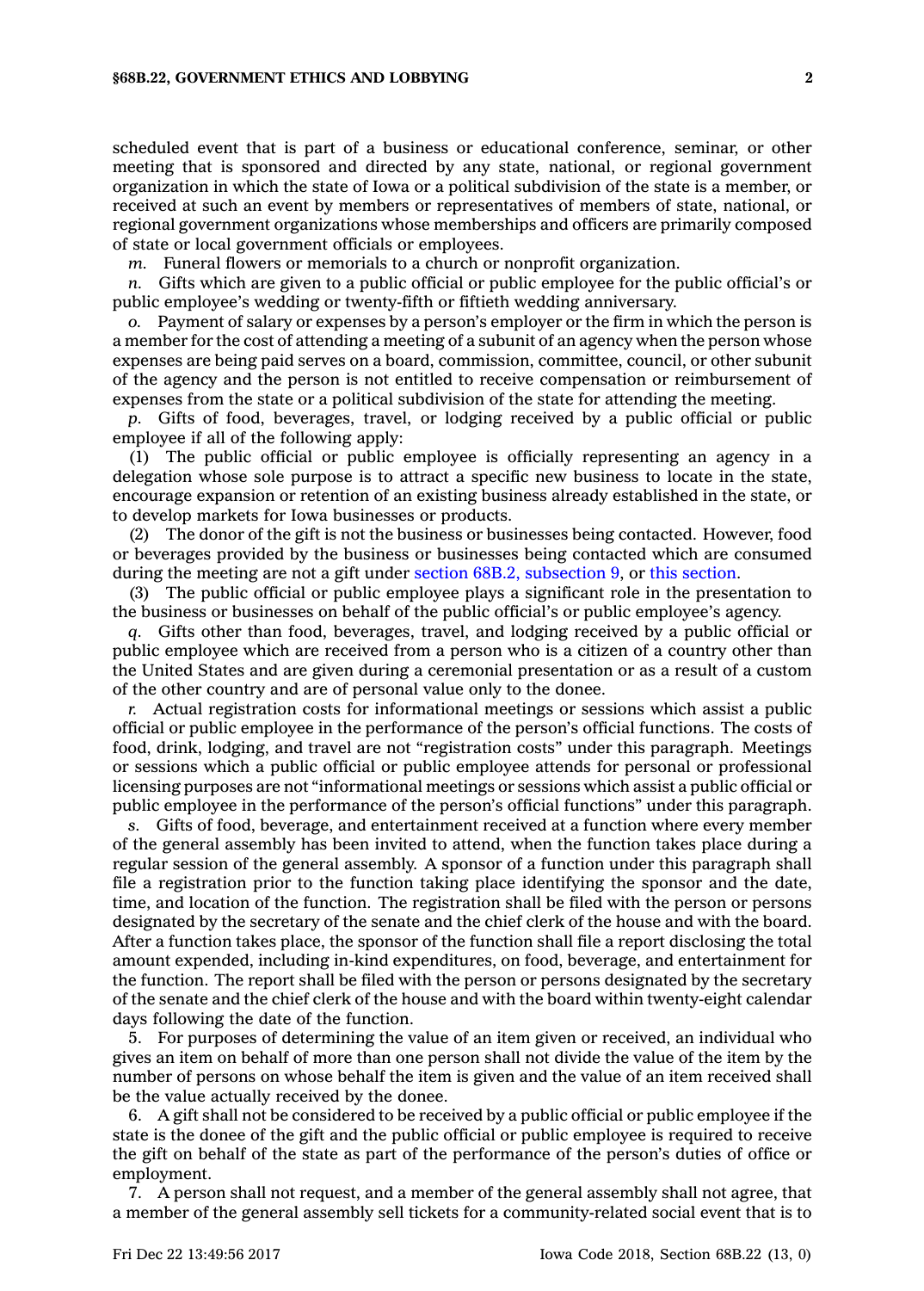scheduled event that is part of a business or educational conference, seminar, or other meeting that is sponsored and directed by any state, national, or regional government organization in which the state of Iowa or a political subdivision of the state is a member, or received at such an event by members or representatives of members of state, national, or regional government organizations whose memberships and officers are primarily composed of state or local government officials or employees.

*m.* Funeral flowers or memorials to a church or nonprofit organization.

*n.* Gifts which are given to a public official or public employee for the public official's or public employee's wedding or twenty-fifth or fiftieth wedding anniversary.

*o.* Payment of salary or expenses by a person's employer or the firm in which the person is a member for the cost of attending a meeting of a subunit of an agency when the person whose expenses are being paid serves on a board, commission, committee, council, or other subunit of the agency and the person is not entitled to receive compensation or reimbursement of expenses from the state or a political subdivision of the state for attending the meeting.

*p.* Gifts of food, beverages, travel, or lodging received by a public official or public employee if all of the following apply:

(1) The public official or public employee is officially representing an agency in a delegation whose sole purpose is to attract a specific new business to locate in the state, encourage expansion or retention of an existing business already established in the state, or to develop markets for Iowa businesses or products.

(2) The donor of the gift is not the business or businesses being contacted. However, food or beverages provided by the business or businesses being contacted which are consumed during the meeting are not a gift under section 68B.2, subsection 9, or this section.

(3) The public official or public employee plays a significant role in the presentation to the business or businesses on behalf of the public official's or public employee's agency.

*q.* Gifts other than food, beverages, travel, and lodging received by a public official or public employee which are received from a person who is a citizen of a country other than the United States and are given during a ceremonial presentation or as a result of a custom of the other country and are of personal value only to the donee.

*r.* Actual registration costs for informational meetings or sessions which assist a public official or public employee in the performance of the person's official functions. The costs of food, drink, lodging, and travel are not "registration costs" under this paragraph. Meetings or sessions which a public official or public employee attends for personal or professional licensing purposes are not "informational meetings or sessions which assist a public official or public employee in the performance of the person's official functions" under this paragraph.

*s.* Gifts of food, beverage, and entertainment received at a function where every member of the general assembly has been invited to attend, when the function takes place during a regular session of the general assembly. A sponsor of a function under this paragraph shall file a registration prior to the function taking place identifying the sponsor and the date, time, and location of the function. The registration shall be filed with the person or persons designated by the secretary of the senate and the chief clerk of the house and with the board. After a function takes place, the sponsor of the function shall file a report disclosing the total amount expended, including in-kind expenditures, on food, beverage, and entertainment for the function. The report shall be filed with the person or persons designated by the secretary of the senate and the chief clerk of the house and with the board within twenty-eight calendar days following the date of the function.

5. For purposes of determining the value of an item given or received, an individual who gives an item on behalf of more than one person shall not divide the value of the item by the number of persons on whose behalf the item is given and the value of an item received shall be the value actually received by the donee.

6. A gift shall not be considered to be received by a public official or public employee if the state is the donee of the gift and the public official or public employee is required to receive the gift on behalf of the state as part of the performance of the person's duties of office or employment.

7. A person shall not request, and a member of the general assembly shall not agree, that a member of the general assembly sell tickets for a community-related social event that is to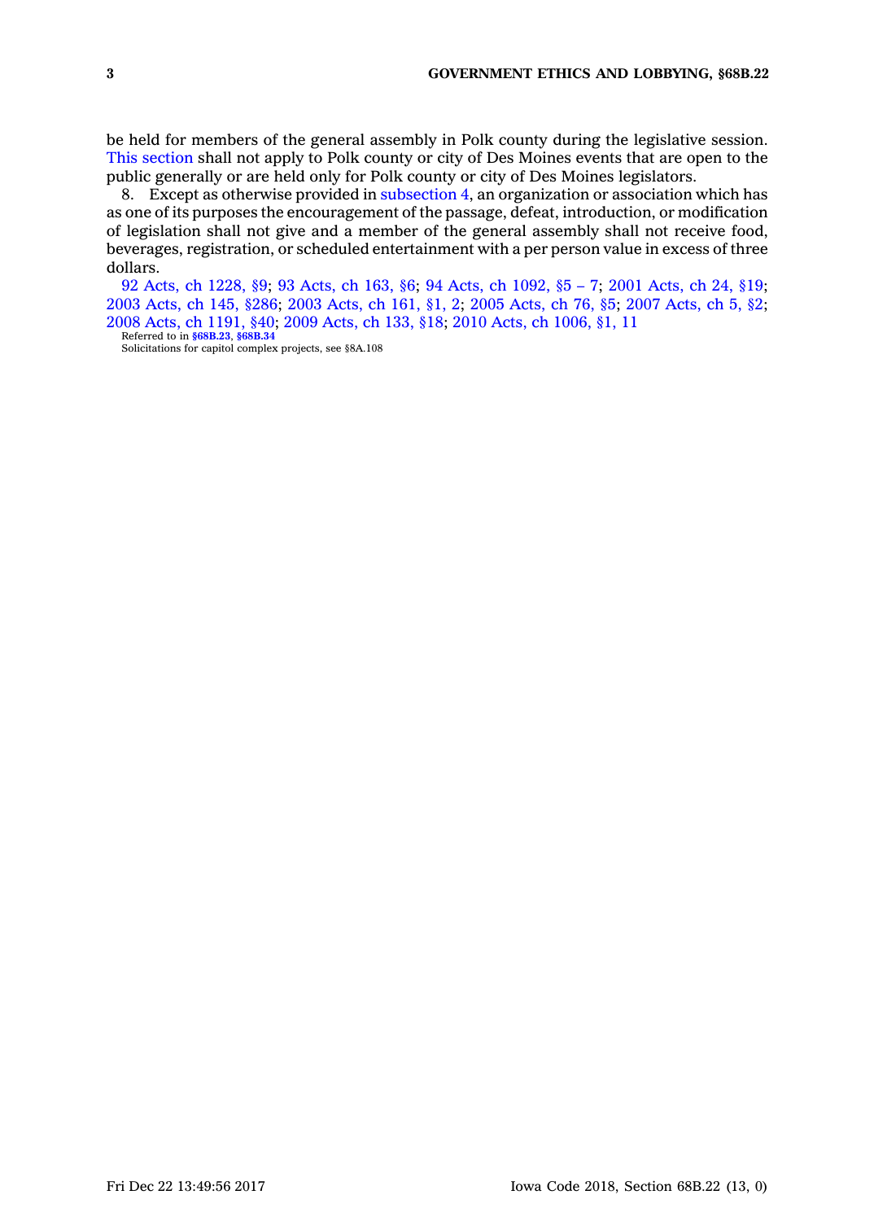be held for members of the general assembly in Polk county during the legislative session. This section shall not apply to Polk county or city of Des Moines events that are open to the public generally or are held only for Polk county or city of Des Moines legislators.

8. Except as otherwise provided in subsection 4, an organization or association which has as one of its purposes the encouragement of the passage, defeat, introduction, or modification of legislation shall not give and a member of the general assembly shall not receive food, beverages, registration, or scheduled entertainment with a per person value in excess of three dollars.

92 Acts, ch 1228, §9; 93 Acts, ch 163, §6; 94 Acts, ch 1092, §5 – 7; 2001 Acts, ch 24, §19; 2003 Acts, ch 145, §286; 2003 Acts, ch 161, §1, 2; 2005 Acts, ch 76, §5; 2007 Acts, ch 5, §2; 2008 Acts, ch 1191, §40; 2009 Acts, ch 133, §18; 2010 Acts, ch 1006, §1, 11

Referred to in **§68B.23**, **§68B.34**

Solicitations for capitol complex projects, see §8A.108